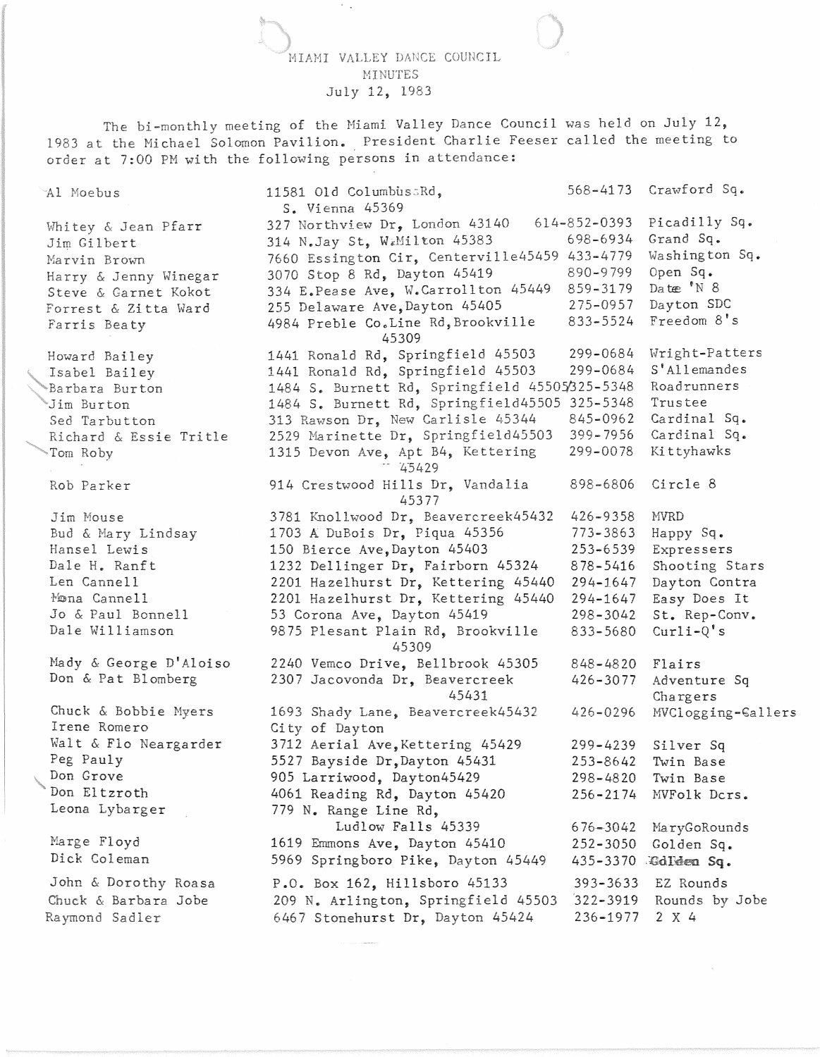MIAMI VALLEY DANCE COUNCIL
MINUTES
July 12, 1983

The bi-monthly meeting of the Miami Valley Dance Council was held on July 12, 1983 at the Michael Solomon Pavilion. President Charlie Feeser called the meeting to order at 7:00 PM with the following persons in attendance:

| Name | Address | Phone | Club |
|---|---|---|---|
| Al Moebus | 11581 Old Columbus Rd, S. Vienna 45369 | 568-4173 | Crawford Sq. |
| Whitey & Jean Pfarr | 327 Northview Dr, London 43140 | 614-852-0393 | Picadilly Sq. |
| Jim Gilbert | 314 N.Jay St, W.Milton 45383 | 698-6934 | Grand Sq. |
| Marvin Brown | 7660 Essington Cir, Centerville45459 | 433-4779 | Washington Sq. |
| Harry & Jenny Winegar | 3070 Stop 8 Rd, Dayton 45419 | 890-9799 | Open Sq. |
| Steve & Garnet Kokot | 334 E.Pease Ave, W.Carrollton 45449 | 859-3179 | Date 'N 8 |
| Forrest & Zitta Ward | 255 Delaware Ave,Dayton 45405 | 275-0957 | Dayton SDC |
| Farris Beaty | 4984 Preble Co.Line Rd,Brookville 45309 | 833-5524 | Freedom 8's |
| Howard Bailey | 1441 Ronald Rd, Springfield 45503 | 299-0684 | Wright-Patters |
| Isabel Bailey | 1441 Ronald Rd, Springfield 45503 | 299-0684 | S'Allemandes |
| Barbara Burton | 1484 S. Burnett Rd, Springfield 45505 | 325-5348 | Roadrunners |
| Jim Burton | 1484 S. Burnett Rd, Springfield45505 | 325-5348 | Trustee |
| Sed Tarbutton | 313 Rawson Dr, New Carlisle 45344 | 845-0962 | Cardinal Sq. |
| Richard & Essie Tritle | 2529 Marinette Dr, Springfield45503 | 399-7956 | Cardinal Sq. |
| Tom Roby | 1315 Devon Ave, Apt B4, Kettering 45429 | 299-0078 | Kittyhawks |
| Rob Parker | 914 Crestwood Hills Dr, Vandalia 45377 | 898-6806 | Circle 8 |
| Jim Mouse | 3781 Knollwood Dr, Beavercreek45432 | 426-9358 | MVRD |
| Bud & Mary Lindsay | 1703 A DuBois Dr, Piqua 45356 | 773-3863 | Happy Sq. |
| Hansel Lewis | 150 Bierce Ave,Dayton 45403 | 253-6539 | Expressers |
| Dale H. Ranft | 1232 Dellinger Dr, Fairborn 45324 | 878-5416 | Shooting Stars |
| Len Cannell | 2201 Hazelhurst Dr, Kettering 45440 | 294-1647 | Dayton Contra |
| Mona Cannell | 2201 Hazelhurst Dr, Kettering 45440 | 294-1647 | Easy Does It |
| Jo & Paul Bonnell | 53 Corona Ave, Dayton 45419 | 298-3042 | St. Rep-Conv. |
| Dale Williamson | 9875 Plesant Plain Rd, Brookville 45309 | 833-5680 | Curli-Q's |
| Mady & George D'Aloiso | 2240 Vemco Drive, Bellbrook 45305 | 848-4820 | Flairs |
| Don & Pat Blomberg | 2307 Jacovonda Dr, Beavercreek 45431 | 426-3077 | Adventure Sq Chargers |
| Chuck & Bobbie Myers | 1693 Shady Lane, Beavercreek45432 | 426-0296 | MVClogging-Callers |
| Irene Romero | City of Dayton | | |
| Walt & Flo Neargarder | 3712 Aerial Ave,Kettering 45429 | 299-4239 | Silver Sq |
| Peg Pauly | 5527 Bayside Dr,Dayton 45431 | 253-8642 | Twin Base |
| Don Grove | 905 Larriwood, Dayton45429 | 298-4820 | Twin Base |
| Don Eltzroth | 4061 Reading Rd, Dayton 45420 | 256-2174 | MVFolk Dcrs. |
| Leona Lybarger | 779 N. Range Line Rd, Ludlow Falls 45339 | 676-3042 | MaryGoRounds |
| Marge Floyd | 1619 Emmons Ave, Dayton 45410 | 252-3050 | Golden Sq. |
| Dick Coleman | 5969 Springboro Pike, Dayton 45449 | 435-3370 | Golden Sq. |
| John & Dorothy Roasa | P.O. Box 162, Hillsboro 45133 | 393-3633 | EZ Rounds |
| Chuck & Barbara Jobe | 209 N. Arlington, Springfield 45503 | 322-3919 | Rounds by Jobe |
| Raymond Sadler | 6467 Stonehurst Dr, Dayton 45424 | 236-1977 | 2 X 4 |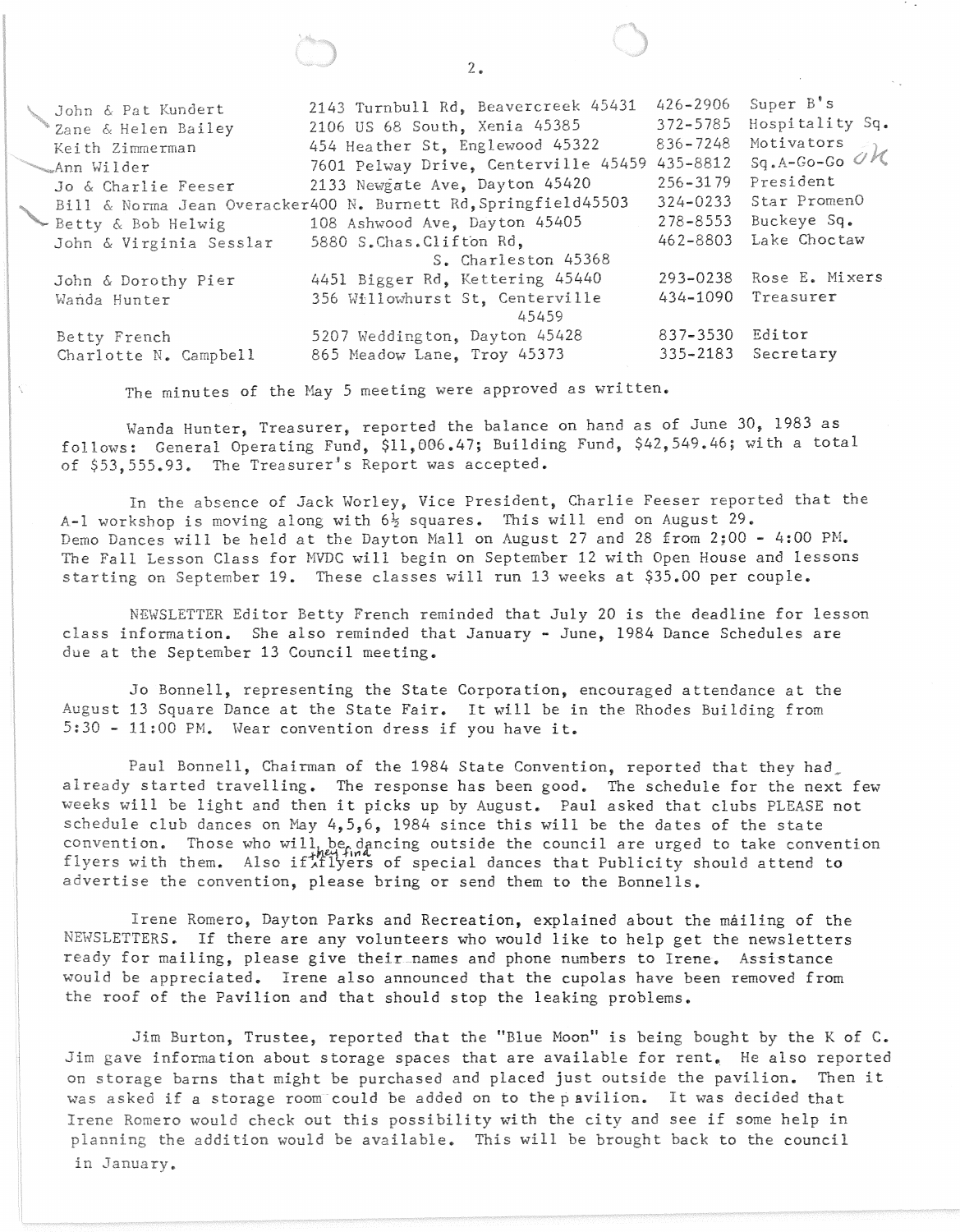| | | | |
|---|---|---|---|
| John & Pat Kundert | 2143 Turnbull Rd, Beavercreek 45431 | 426-2906 | Super B's |
| Zane & Helen Bailey | 2106 US 68 South, Xenia 45385 | 372-5785 | Hospitality Sq. |
| Keith Zimmerman | 454 Heather St, Englewood 45322 | 836-7248 | Motivators |
| Ann Wilder | 7601 Pelway Drive, Centerville 45459 | 435-8812 | Sq.A-Go-Go ok |
| Jo & Charlie Feeser | 2133 Newgate Ave, Dayton 45420 | 256-3179 | President |
| Bill & Norma Jean Overacker | 400 N. Burnett Rd, Springfield 45503 | 324-0233 | Star PromenO |
| Betty & Bob Helwig | 108 Ashwood Ave, Dayton 45405 | 278-8553 | Buckeye Sq. |
| John & Virginia Sesslar | 5880 S.Chas.Clifton Rd, S. Charleston 45368 | 462-8803 | Lake Choctaw |
| John & Dorothy Pier | 4451 Bigger Rd, Kettering 45440 | 293-0238 | Rose E. Mixers |
| Wanda Hunter | 356 Willowhurst St, Centerville 45459 | 434-1090 | Treasurer |
| Betty French | 5207 Weddington, Dayton 45428 | 837-3530 | Editor |
| Charlotte N. Campbell | 865 Meadow Lane, Troy 45373 | 335-2183 | Secretary |

The minutes of the May 5 meeting were approved as written.

Wanda Hunter, Treasurer, reported the balance on hand as of June 30, 1983 as follows: General Operating Fund, $11,006.47; Building Fund, $42,549.46; with a total of $53,555.93. The Treasurer's Report was accepted.

In the absence of Jack Worley, Vice President, Charlie Feeser reported that the A-1 workshop is moving along with 6½ squares. This will end on August 29. Demo Dances will be held at the Dayton Mall on August 27 and 28 from 2;00 - 4:00 PM. The Fall Lesson Class for MVDC will begin on September 12 with Open House and lessons starting on September 19. These classes will run 13 weeks at $35.00 per couple.

NEWSLETTER Editor Betty French reminded that July 20 is the deadline for lesson class information. She also reminded that January - June, 1984 Dance Schedules are due at the September 13 Council meeting.

Jo Bonnell, representing the State Corporation, encouraged attendance at the August 13 Square Dance at the State Fair. It will be in the Rhodes Building from 5:30 - 11:00 PM. Wear convention dress if you have it.

Paul Bonnell, Chairman of the 1984 State Convention, reported that they had already started travelling. The response has been good. The schedule for the next few weeks will be light and then it picks up by August. Paul asked that clubs PLEASE not schedule club dances on May 4,5,6, 1984 since this will be the dates of the state convention. Those who will be dancing outside the council are urged to take convention flyers with them. Also if they find flyers of special dances that Publicity should attend to advertise the convention, please bring or send them to the Bonnells.

Irene Romero, Dayton Parks and Recreation, explained about the máiling of the NEWSLETTERS. If there are any volunteers who would like to help get the newsletters ready for mailing, please give their names and phone numbers to Irene. Assistance would be appreciated. Irene also announced that the cupolas have been removed from the roof of the Pavilion and that should stop the leaking problems.

Jim Burton, Trustee, reported that the "Blue Moon" is being bought by the K of C. Jim gave information about storage spaces that are available for rent. He also reported on storage barns that might be purchased and placed just outside the pavilion. Then it was asked if a storage room could be added on to the pavilion. It was decided that Irene Romero would check out this possibility with the city and see if some help in planning the addition would be available. This will be brought back to the council in January.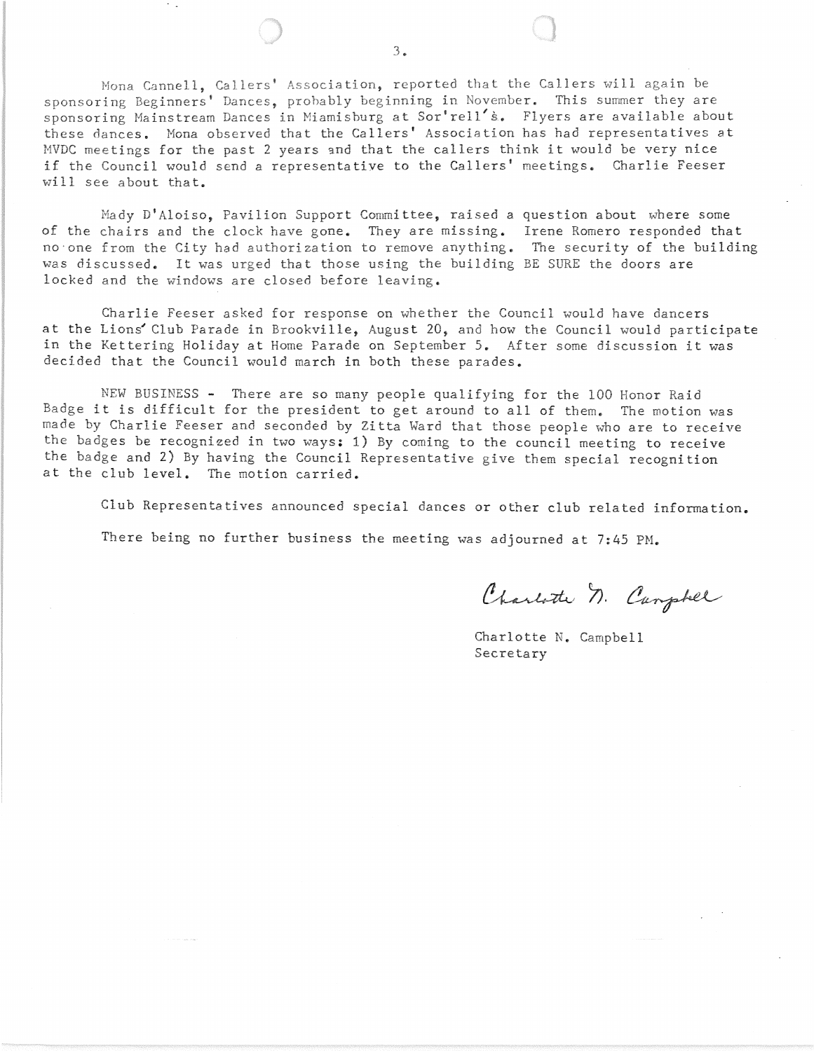Mona Cannell, Callers' Association, reported that the Callers will again be sponsoring Beginners' Dances, probably beginning in November. This summer they are sponsoring Mainstream Dances in Miamisburg at Sor'rell's. Flyers are available about these dances. Mona observed that the Callers' Association has had representatives at MVDC meetings for the past 2 years and that the callers think it would be very nice if the Council would send a representative to the Callers' meetings. Charlie Feeser will see about that.

Mady D'Aloiso, Pavilion Support Committee, raised a question about where some of the chairs and the clock have gone. They are missing. Irene Romero responded that no one from the City had authorization to remove anything. The security of the building was discussed. It was urged that those using the building BE SURE the doors are locked and the windows are closed before leaving.

Charlie Feeser asked for response on whether the Council would have dancers at the Lions' Club Parade in Brookville, August 20, and how the Council would participate in the Kettering Holiday at Home Parade on September 5. After some discussion it was decided that the Council would march in both these parades.

NEW BUSINESS - There are so many people qualifying for the 100 Honor Raid Badge it is difficult for the president to get around to all of them. The motion was made by Charlie Feeser and seconded by Zitta Ward that those people who are to receive the badges be recognized in two ways: 1) By coming to the council meeting to receive the badge and 2) By having the Council Representative give them special recognition at the club level. The motion carried.

Club Representatives announced special dances or other club related information.

There being no further business the meeting was adjourned at 7:45 PM.

Charlotte N. Campbell

Charlotte N. Campbell
Secretary